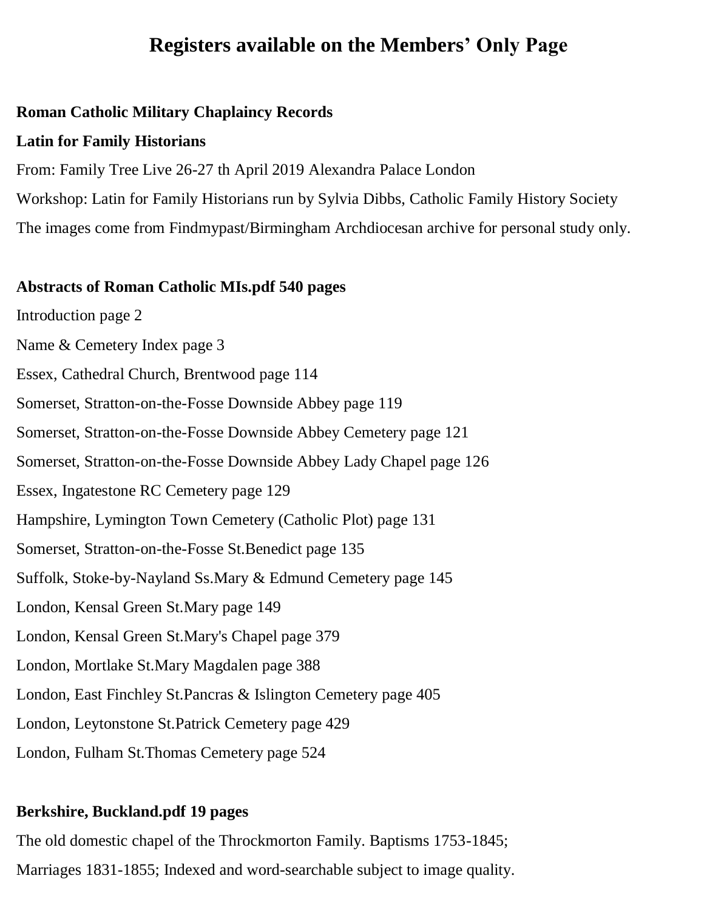# Registers available on the Members' Only Page

**Roman Catholic Military Chaplaincy Records**

**Latin for Family Historians**

From: Family Tree Live 26-27 th April 2019 Alexandra Palace London

Workshop: Latin for Family Historians run by Sylvia Dibbs, Catholic Family History Society

The images come from Findmypast/Birmingham Archdiocesan archive for personal study only.

**Abstracts of Roman Catholic MIs.pdf 540 pages**

Introduction page 2

Name & Cemetery Index page 3

Essex, Cathedral Church, Brentwood page 114

Somerset, Stratton-on-the-Fosse Downside Abbey page 119

Somerset, Stratton-on-the-Fosse Downside Abbey Cemetery page 121

Somerset, Stratton-on-the-Fosse Downside Abbey Lady Chapel page 126

Essex, Ingatestone RC Cemetery page 129

Hampshire, Lymington Town Cemetery (Catholic Plot) page 131

Somerset, Stratton-on-the-Fosse St.Benedict page 135

Suffolk, Stoke-by-Nayland Ss.Mary & Edmund Cemetery page 145

London, Kensal Green St.Mary page 149

London, Kensal Green St.Mary's Chapel page 379

London, Mortlake St.Mary Magdalen page 388

London, East Finchley St.Pancras & Islington Cemetery page 405

London, Leytonstone St.Patrick Cemetery page 429

London, Fulham St.Thomas Cemetery page 524

**Berkshire, Buckland.pdf 19 pages**

The old domestic chapel of the Throckmorton Family. Baptisms 1753-1845; Marriages 1831-1855; Indexed and word-searchable subject to image quality.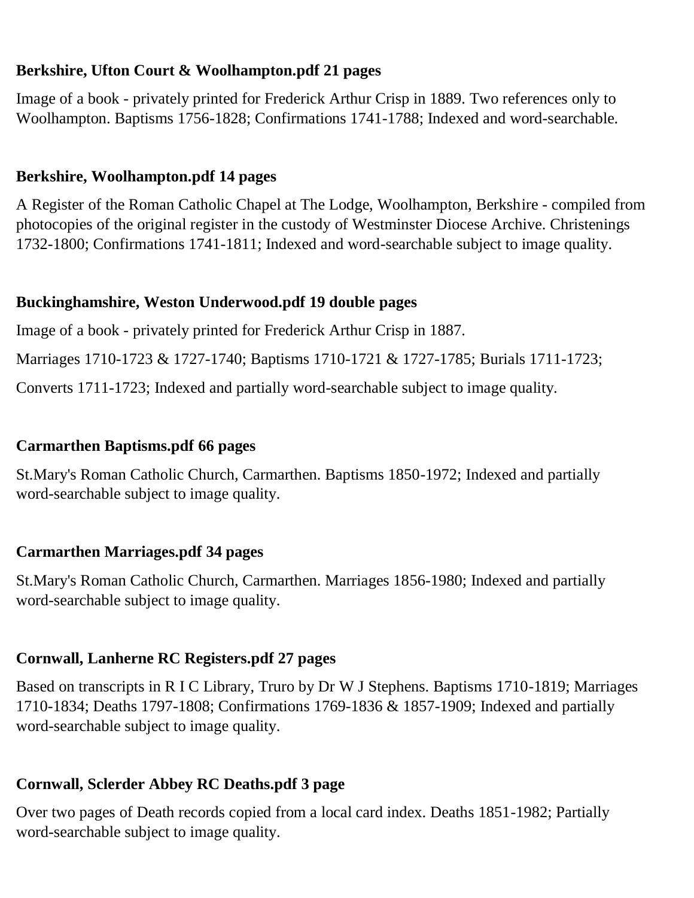**Berkshire, Ufton Court & Woolhampton.pdf 21 pages**

Image of a book - privately printed for Frederick Arthur Crisp in 1889. Two references only to Woolhampton. Baptisms 1756-1828; Confirmations 1741-1788; Indexed and word-searchable.

**Berkshire, Woolhampton.pdf 14 pages**

A Register of the Roman Catholic Chapel at The Lodge, Woolhampton, Berkshire - compiled from photocopies of the original register in the custody of Westminster Diocese Archive. Christenings 1732-1800; Confirmations 1741-1811; Indexed and word-searchable subject to image quality.

**Buckinghamshire, Weston Underwood.pdf 19 double pages**

Image of a book - privately printed for Frederick Arthur Crisp in 1887.

Marriages 1710-1723 & 1727-1740; Baptisms 1710-1721 & 1727-1785; Burials 1711-1723;

Converts 1711-1723; Indexed and partially word-searchable subject to image quality.

**Carmarthen Baptisms.pdf 66 pages**

St.Mary's Roman Catholic Church, Carmarthen. Baptisms 1850-1972; Indexed and partially word-searchable subject to image quality.

**Carmarthen Marriages.pdf 34 pages**

St.Mary's Roman Catholic Church, Carmarthen. Marriages 1856-1980; Indexed and partially word-searchable subject to image quality.

**Cornwall, Lanherne RC Registers.pdf 27 pages**

Based on transcripts in R I C Library, Truro by Dr W J Stephens. Baptisms 1710-1819; Marriages 1710-1834; Deaths 1797-1808; Confirmations 1769-1836 & 1857-1909; Indexed and partially word-searchable subject to image quality.

**Cornwall, Sclerder Abbey RC Deaths.pdf 3 page**

Over two pages of Death records copied from a local card index. Deaths 1851-1982; Partially word-searchable subject to image quality.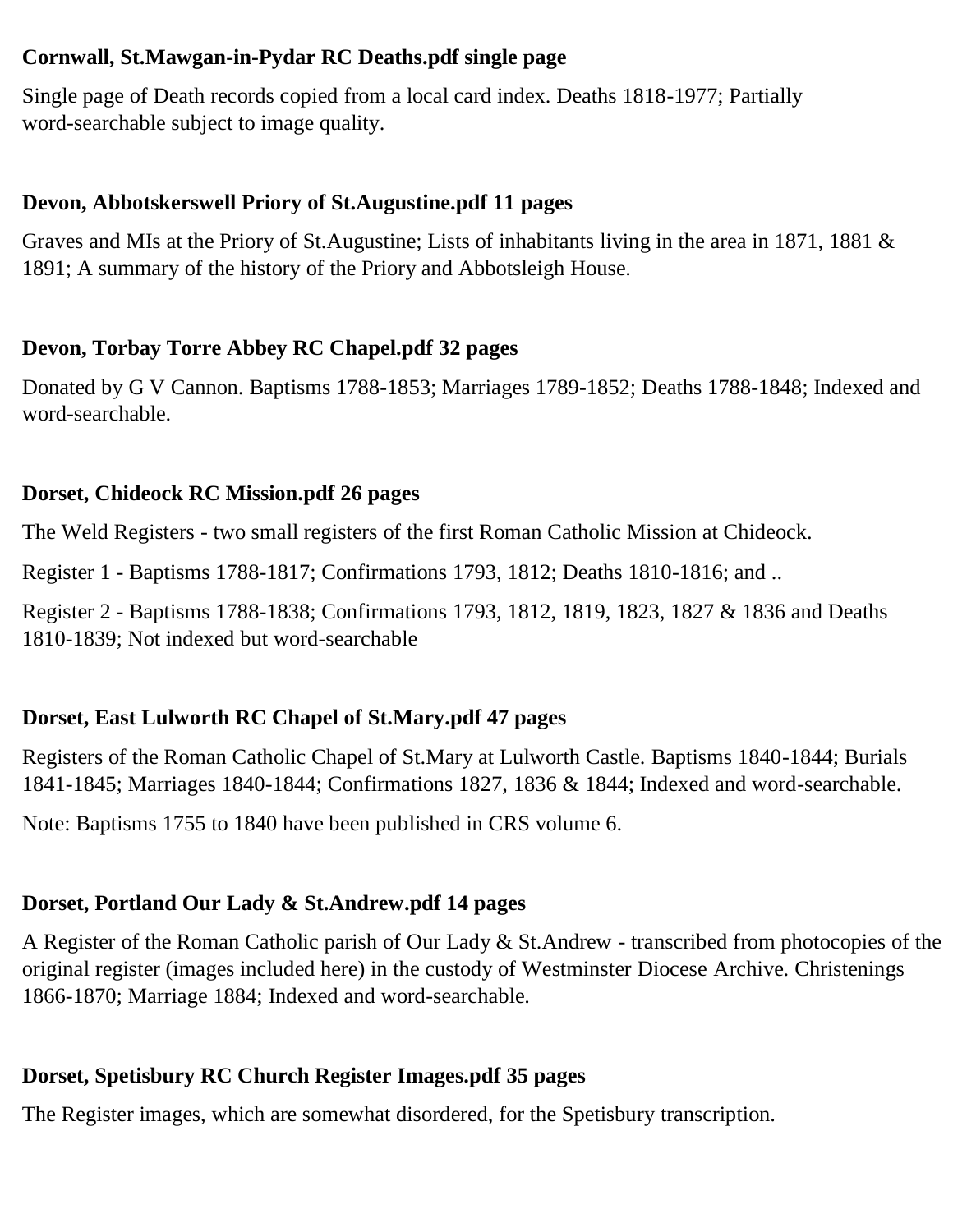**Cornwall, St.Mawgan-in-Pydar RC Deaths.pdf single page**

Single page of Death records copied from a local card index. Deaths 1818-1977; Partially word-searchable subject to image quality.

**Devon, Abbotskerswell Priory of St.Augustine.pdf 11 pages**

Graves and MIs at the Priory of St.Augustine; Lists of inhabitants living in the area in 1871, 1881 & 1891; A summary of the history of the Priory and Abbotsleigh House.

**Devon, Torbay Torre Abbey RC Chapel.pdf 32 pages**

Donated by G V Cannon. Baptisms 1788-1853; Marriages 1789-1852; Deaths 1788-1848; Indexed and word-searchable.

**Dorset, Chideock RC Mission.pdf 26 pages**

The Weld Registers - two small registers of the first Roman Catholic Mission at Chideock.

Register 1 - Baptisms 1788-1817; Confirmations 1793, 1812; Deaths 1810-1816; and ..

Register 2 - Baptisms 1788-1838; Confirmations 1793, 1812, 1819, 1823, 1827 & 1836 and Deaths 1810-1839; Not indexed but word-searchable

**Dorset, East Lulworth RC Chapel of St.Mary.pdf 47 pages**

Registers of the Roman Catholic Chapel of St.Mary at Lulworth Castle. Baptisms 1840-1844; Burials 1841-1845; Marriages 1840-1844; Confirmations 1827, 1836 & 1844; Indexed and word-searchable.

Note: Baptisms 1755 to 1840 have been published in CRS volume 6.

**Dorset, Portland Our Lady & St.Andrew.pdf 14 pages**

A Register of the Roman Catholic parish of Our Lady & St.Andrew - transcribed from photocopies of the original register (images included here) in the custody of Westminster Diocese Archive. Christenings 1866-1870; Marriage 1884; Indexed and word-searchable.

**Dorset, Spetisbury RC Church Register Images.pdf 35 pages**

The Register images, which are somewhat disordered, for the Spetisbury transcription.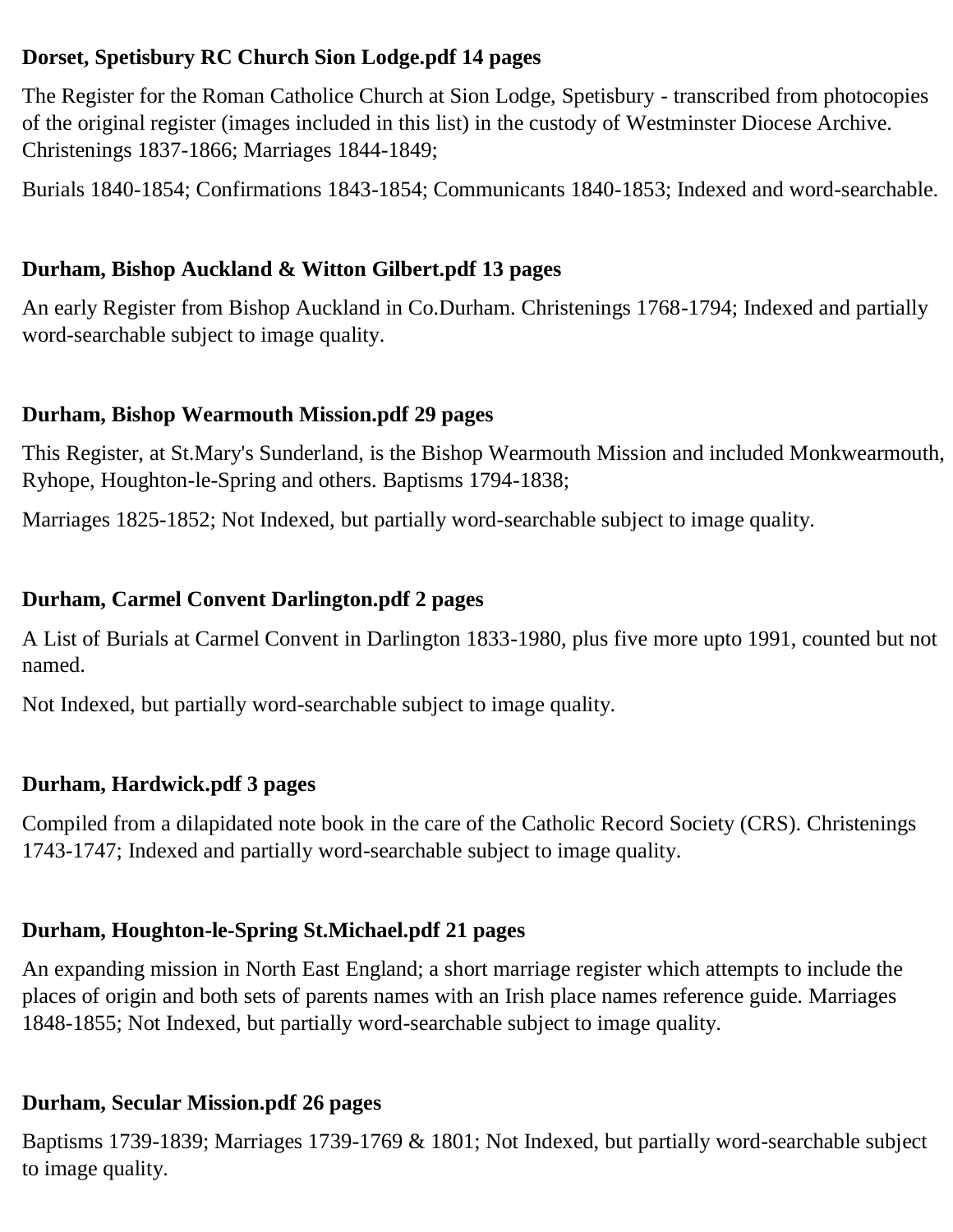**Dorset, Spetisbury RC Church Sion Lodge.pdf 14 pages**

The Register for the Roman Catholice Church at Sion Lodge, Spetisbury - transcribed from photocopies of the original register (images included in this list) in the custody of Westminster Diocese Archive. Christenings 1837-1866; Marriages 1844-1849;

Burials 1840-1854; Confirmations 1843-1854; Communicants 1840-1853; Indexed and word-searchable.

**Durham, Bishop Auckland & Witton Gilbert.pdf 13 pages**

An early Register from Bishop Auckland in Co.Durham. Christenings 1768-1794; Indexed and partially word-searchable subject to image quality.

**Durham, Bishop Wearmouth Mission.pdf 29 pages**

This Register, at St.Mary's Sunderland, is the Bishop Wearmouth Mission and included Monkwearmouth, Ryhope, Houghton-le-Spring and others. Baptisms 1794-1838;

Marriages 1825-1852; Not Indexed, but partially word-searchable subject to image quality.

**Durham, Carmel Convent Darlington.pdf 2 pages**

A List of Burials at Carmel Convent in Darlington 1833-1980, plus five more upto 1991, counted but not named.

Not Indexed, but partially word-searchable subject to image quality.

**Durham, Hardwick.pdf 3 pages**

Compiled from a dilapidated note book in the care of the Catholic Record Society (CRS). Christenings 1743-1747; Indexed and partially word-searchable subject to image quality.

**Durham, Houghton-le-Spring St.Michael.pdf 21 pages**

An expanding mission in North East England; a short marriage register which attempts to include the places of origin and both sets of parents names with an Irish place names reference guide. Marriages 1848-1855; Not Indexed, but partially word-searchable subject to image quality.

**Durham, Secular Mission.pdf 26 pages**

Baptisms 1739-1839; Marriages 1739-1769 & 1801; Not Indexed, but partially word-searchable subject to image quality.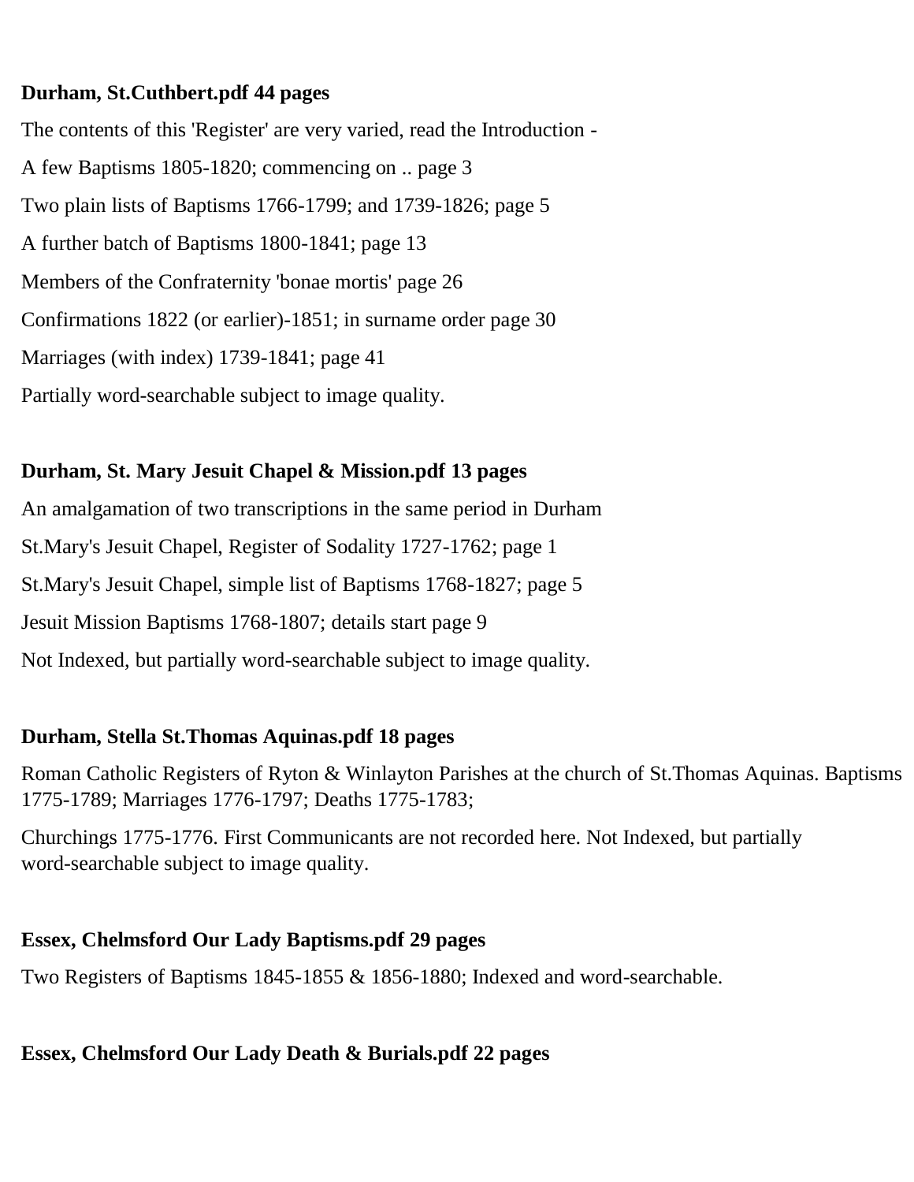**Durham, St.Cuthbert.pdf 44 pages**

The contents of this 'Register' are very varied, read the Introduction -

A few Baptisms 1805-1820; commencing on .. page 3

Two plain lists of Baptisms 1766-1799; and 1739-1826; page 5

A further batch of Baptisms 1800-1841; page 13

Members of the Confraternity 'bonae mortis' page 26

Confirmations 1822 (or earlier)-1851; in surname order page 30

Marriages (with index) 1739-1841; page 41

Partially word-searchable subject to image quality.

**Durham, St. Mary Jesuit Chapel & Mission.pdf 13 pages**

An amalgamation of two transcriptions in the same period in Durham

St.Mary's Jesuit Chapel, Register of Sodality 1727-1762; page 1

St.Mary's Jesuit Chapel, simple list of Baptisms 1768-1827; page 5

Jesuit Mission Baptisms 1768-1807; details start page 9

Not Indexed, but partially word-searchable subject to image quality.

**Durham, Stella St.Thomas Aquinas.pdf 18 pages**

Roman Catholic Registers of Ryton & Winlayton Parishes at the church of St.Thomas Aquinas. Baptisms 1775-1789; Marriages 1776-1797; Deaths 1775-1783;

Churchings 1775-1776. First Communicants are not recorded here. Not Indexed, but partially word-searchable subject to image quality.

**Essex, Chelmsford Our Lady Baptisms.pdf 29 pages**

Two Registers of Baptisms 1845-1855 & 1856-1880; Indexed and word-searchable.

**Essex, Chelmsford Our Lady Death & Burials.pdf 22 pages**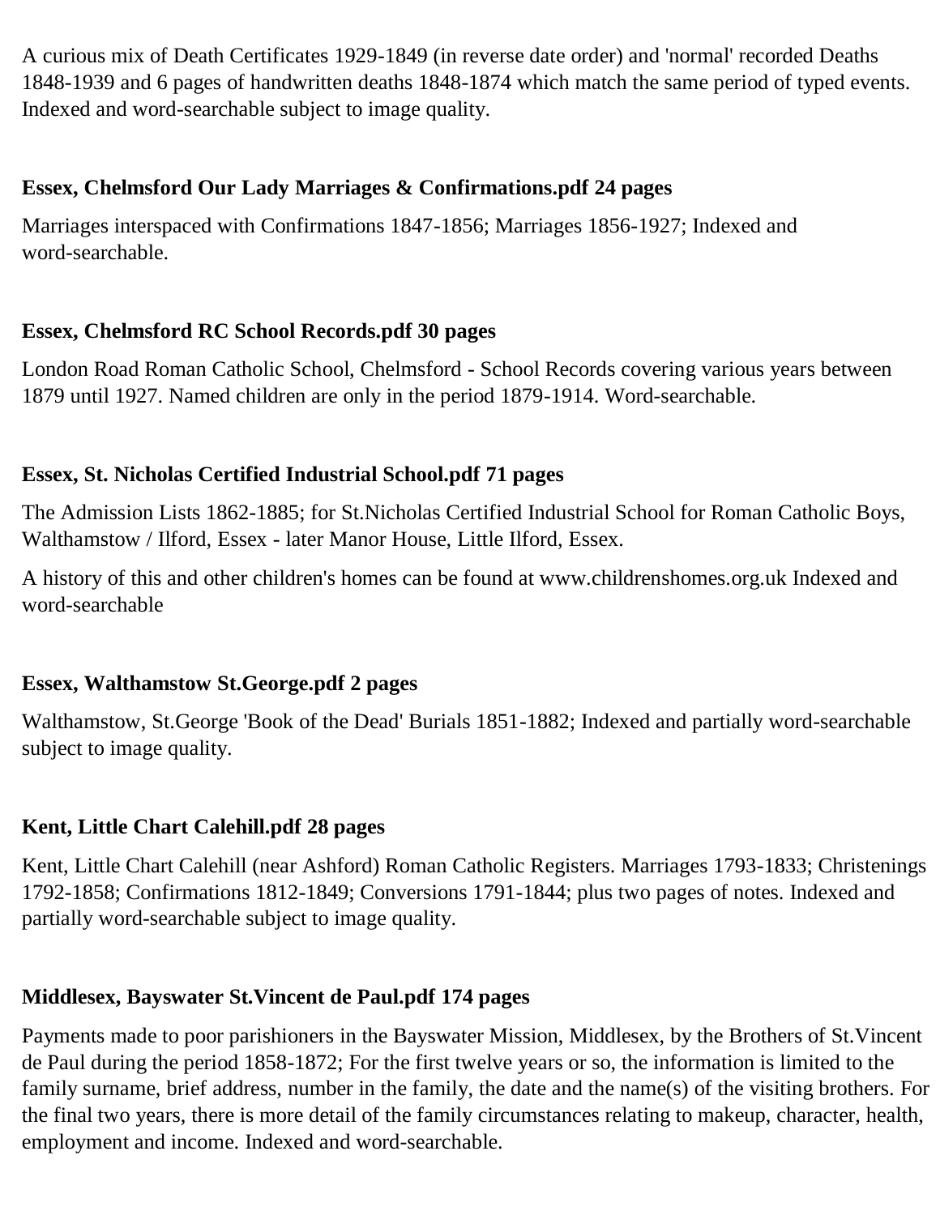A curious mix of Death Certificates 1929-1849 (in reverse date order) and 'normal' recorded Deaths 1848-1939 and 6 pages of handwritten deaths 1848-1874 which match the same period of typed events. Indexed and word-searchable subject to image quality.

**Essex, Chelmsford Our Lady Marriages & Confirmations.pdf 24 pages**

Marriages interspaced with Confirmations 1847-1856; Marriages 1856-1927; Indexed and word-searchable.

**Essex, Chelmsford RC School Records.pdf 30 pages**

London Road Roman Catholic School, Chelmsford - School Records covering various years between 1879 until 1927. Named children are only in the period 1879-1914. Word-searchable.

**Essex, St. Nicholas Certified Industrial School.pdf 71 pages**

The Admission Lists 1862-1885; for St.Nicholas Certified Industrial School for Roman Catholic Boys, Walthamstow / Ilford, Essex - later Manor House, Little Ilford, Essex.

A history of this and other children's homes can be found at www.childrenshomes.org.uk Indexed and word-searchable

**Essex, Walthamstow St.George.pdf 2 pages**

Walthamstow, St.George 'Book of the Dead' Burials 1851-1882; Indexed and partially word-searchable subject to image quality.

**Kent, Little Chart Calehill.pdf 28 pages**

Kent, Little Chart Calehill (near Ashford) Roman Catholic Registers. Marriages 1793-1833; Christenings 1792-1858; Confirmations 1812-1849; Conversions 1791-1844; plus two pages of notes. Indexed and partially word-searchable subject to image quality.

**Middlesex, Bayswater St.Vincent de Paul.pdf 174 pages**

Payments made to poor parishioners in the Bayswater Mission, Middlesex, by the Brothers of St.Vincent de Paul during the period 1858-1872; For the first twelve years or so, the information is limited to the family surname, brief address, number in the family, the date and the name(s) of the visiting brothers. For the final two years, there is more detail of the family circumstances relating to makeup, character, health, employment and income. Indexed and word-searchable.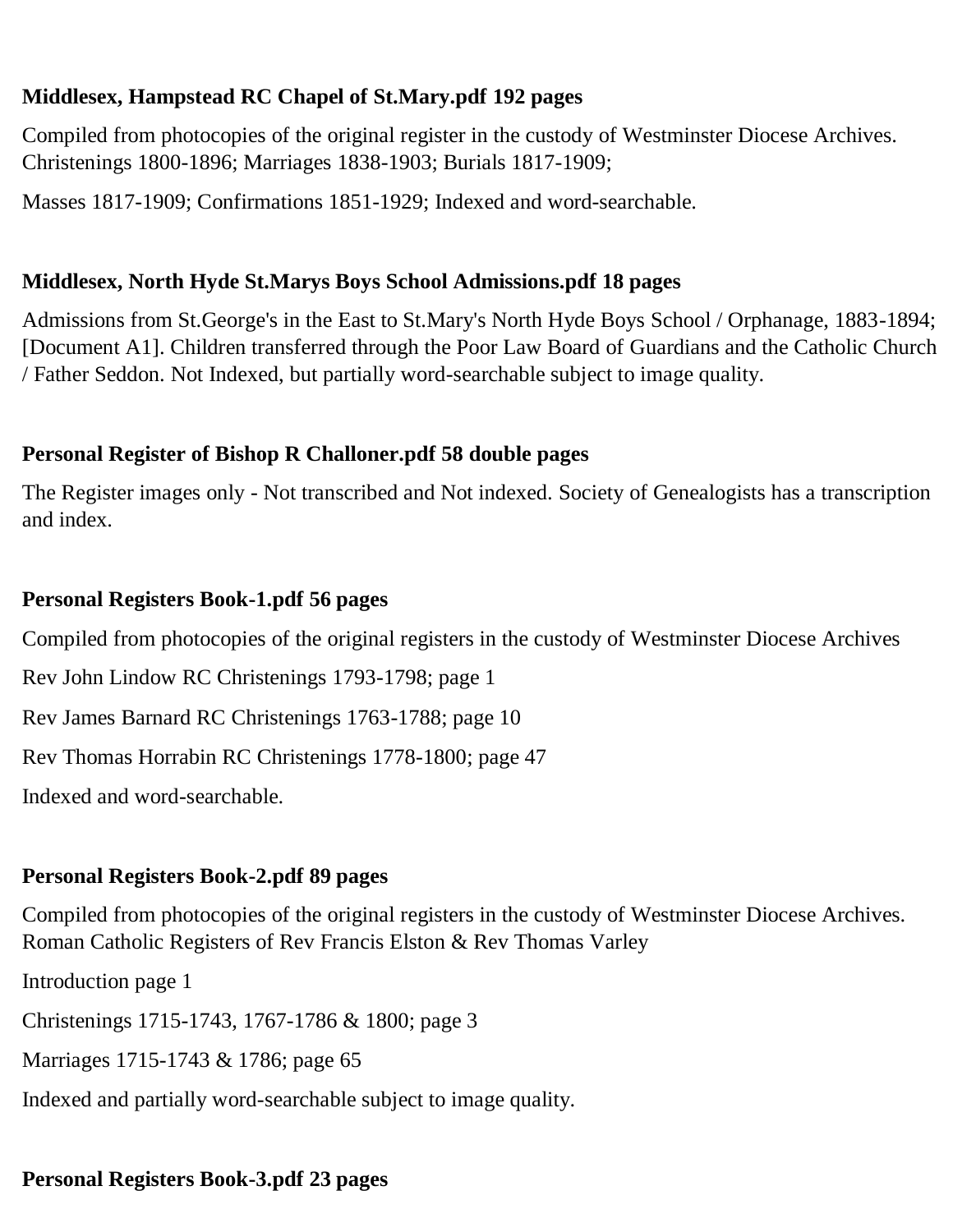**Middlesex, Hampstead RC Chapel of St.Mary.pdf 192 pages**

Compiled from photocopies of the original register in the custody of Westminster Diocese Archives. Christenings 1800-1896; Marriages 1838-1903; Burials 1817-1909;

Masses 1817-1909; Confirmations 1851-1929; Indexed and word-searchable.

**Middlesex, North Hyde St.Marys Boys School Admissions.pdf 18 pages**

Admissions from St.George's in the East to St.Mary's North Hyde Boys School / Orphanage, 1883-1894; [Document A1]. Children transferred through the Poor Law Board of Guardians and the Catholic Church / Father Seddon. Not Indexed, but partially word-searchable subject to image quality.

**Personal Register of Bishop R Challoner.pdf 58 double pages**

The Register images only - Not transcribed and Not indexed. Society of Genealogists has a transcription and index.

**Personal Registers Book-1.pdf 56 pages**

Compiled from photocopies of the original registers in the custody of Westminster Diocese Archives

Rev John Lindow RC Christenings 1793-1798; page 1

Rev James Barnard RC Christenings 1763-1788; page 10

Rev Thomas Horrabin RC Christenings 1778-1800; page 47

Indexed and word-searchable.

**Personal Registers Book-2.pdf 89 pages**

Compiled from photocopies of the original registers in the custody of Westminster Diocese Archives. Roman Catholic Registers of Rev Francis Elston & Rev Thomas Varley

Introduction page 1

Christenings 1715-1743, 1767-1786 & 1800; page 3

Marriages 1715-1743 & 1786; page 65

Indexed and partially word-searchable subject to image quality.

**Personal Registers Book-3.pdf 23 pages**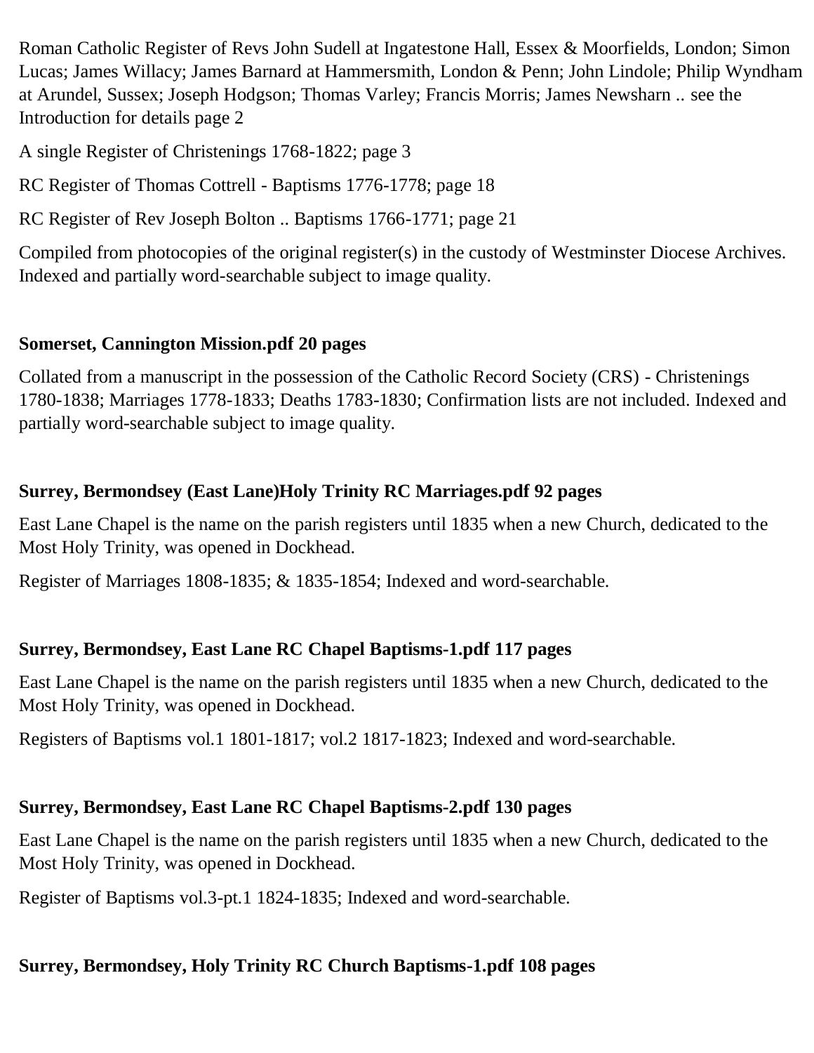Roman Catholic Register of Revs John Sudell at Ingatestone Hall, Essex & Moorfields, London; Simon Lucas; James Willacy; James Barnard at Hammersmith, London & Penn; John Lindole; Philip Wyndham at Arundel, Sussex; Joseph Hodgson; Thomas Varley; Francis Morris; James Newsharn .. see the Introduction for details page 2

A single Register of Christenings 1768-1822; page 3

RC Register of Thomas Cottrell - Baptisms 1776-1778; page 18

RC Register of Rev Joseph Bolton .. Baptisms 1766-1771; page 21

Compiled from photocopies of the original register(s) in the custody of Westminster Diocese Archives. Indexed and partially word-searchable subject to image quality.

**Somerset, Cannington Mission.pdf 20 pages**

Collated from a manuscript in the possession of the Catholic Record Society (CRS) - Christenings 1780-1838; Marriages 1778-1833; Deaths 1783-1830; Confirmation lists are not included. Indexed and partially word-searchable subject to image quality.

**Surrey, Bermondsey (East Lane)Holy Trinity RC Marriages.pdf 92 pages**

East Lane Chapel is the name on the parish registers until 1835 when a new Church, dedicated to the Most Holy Trinity, was opened in Dockhead.

Register of Marriages 1808-1835; & 1835-1854; Indexed and word-searchable.

**Surrey, Bermondsey, East Lane RC Chapel Baptisms-1.pdf 117 pages**

East Lane Chapel is the name on the parish registers until 1835 when a new Church, dedicated to the Most Holy Trinity, was opened in Dockhead.

Registers of Baptisms vol.1 1801-1817; vol.2 1817-1823; Indexed and word-searchable.

**Surrey, Bermondsey, East Lane RC Chapel Baptisms-2.pdf 130 pages**

East Lane Chapel is the name on the parish registers until 1835 when a new Church, dedicated to the Most Holy Trinity, was opened in Dockhead.

Register of Baptisms vol.3-pt.1 1824-1835; Indexed and word-searchable.

**Surrey, Bermondsey, Holy Trinity RC Church Baptisms-1.pdf 108 pages**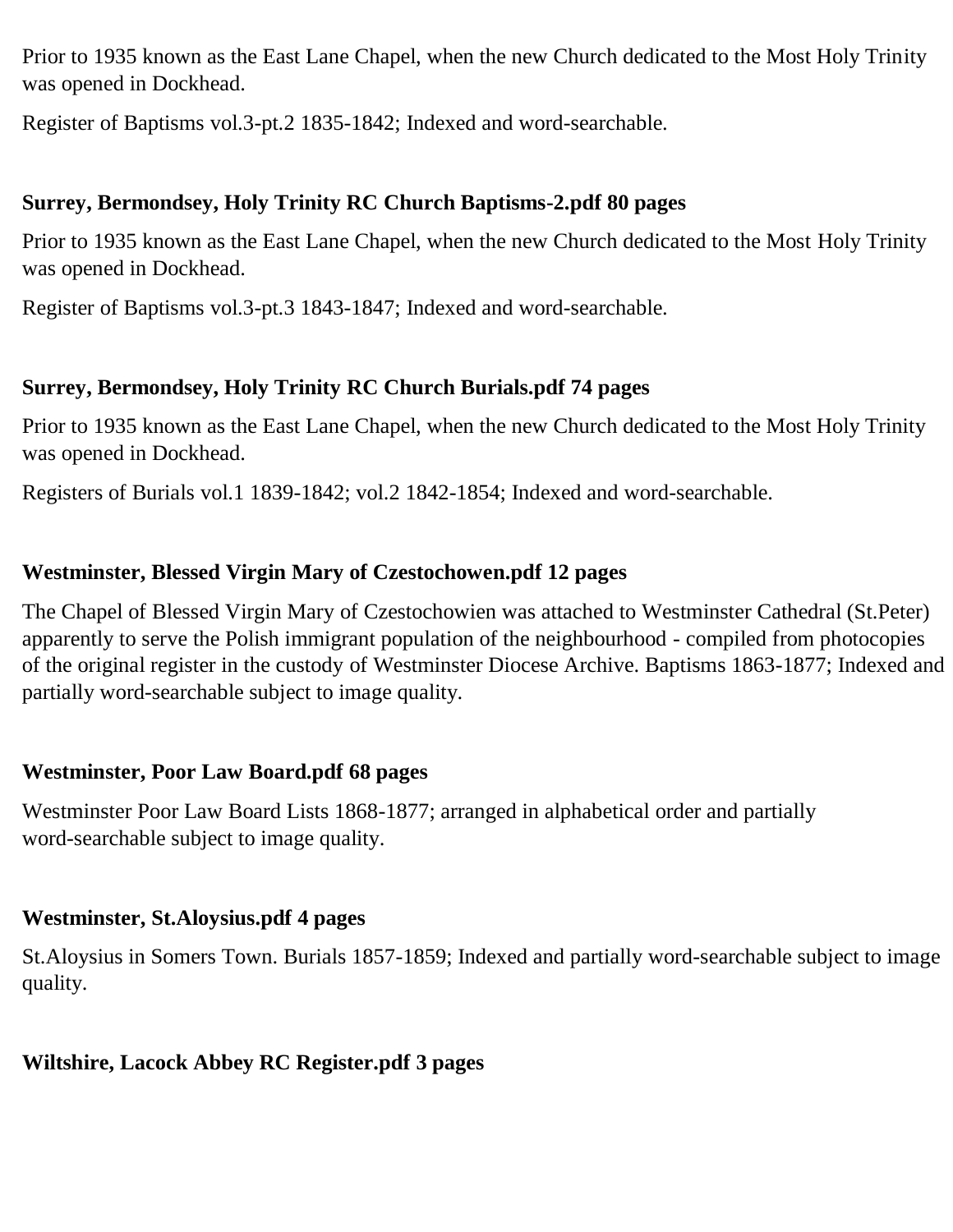Prior to 1935 known as the East Lane Chapel, when the new Church dedicated to the Most Holy Trinity was opened in Dockhead.

Register of Baptisms vol.3-pt.2 1835-1842; Indexed and word-searchable.

**Surrey, Bermondsey, Holy Trinity RC Church Baptisms-2.pdf 80 pages**

Prior to 1935 known as the East Lane Chapel, when the new Church dedicated to the Most Holy Trinity was opened in Dockhead.

Register of Baptisms vol.3-pt.3 1843-1847; Indexed and word-searchable.

**Surrey, Bermondsey, Holy Trinity RC Church Burials.pdf 74 pages**

Prior to 1935 known as the East Lane Chapel, when the new Church dedicated to the Most Holy Trinity was opened in Dockhead.

Registers of Burials vol.1 1839-1842; vol.2 1842-1854; Indexed and word-searchable.

**Westminster, Blessed Virgin Mary of Czestochowen.pdf 12 pages**

The Chapel of Blessed Virgin Mary of Czestochowien was attached to Westminster Cathedral (St.Peter) apparently to serve the Polish immigrant population of the neighbourhood - compiled from photocopies of the original register in the custody of Westminster Diocese Archive. Baptisms 1863-1877; Indexed and partially word-searchable subject to image quality.

**Westminster, Poor Law Board.pdf 68 pages**

Westminster Poor Law Board Lists 1868-1877; arranged in alphabetical order and partially word-searchable subject to image quality.

**Westminster, St.Aloysius.pdf 4 pages**

St.Aloysius in Somers Town. Burials 1857-1859; Indexed and partially word-searchable subject to image quality.

**Wiltshire, Lacock Abbey RC Register.pdf 3 pages**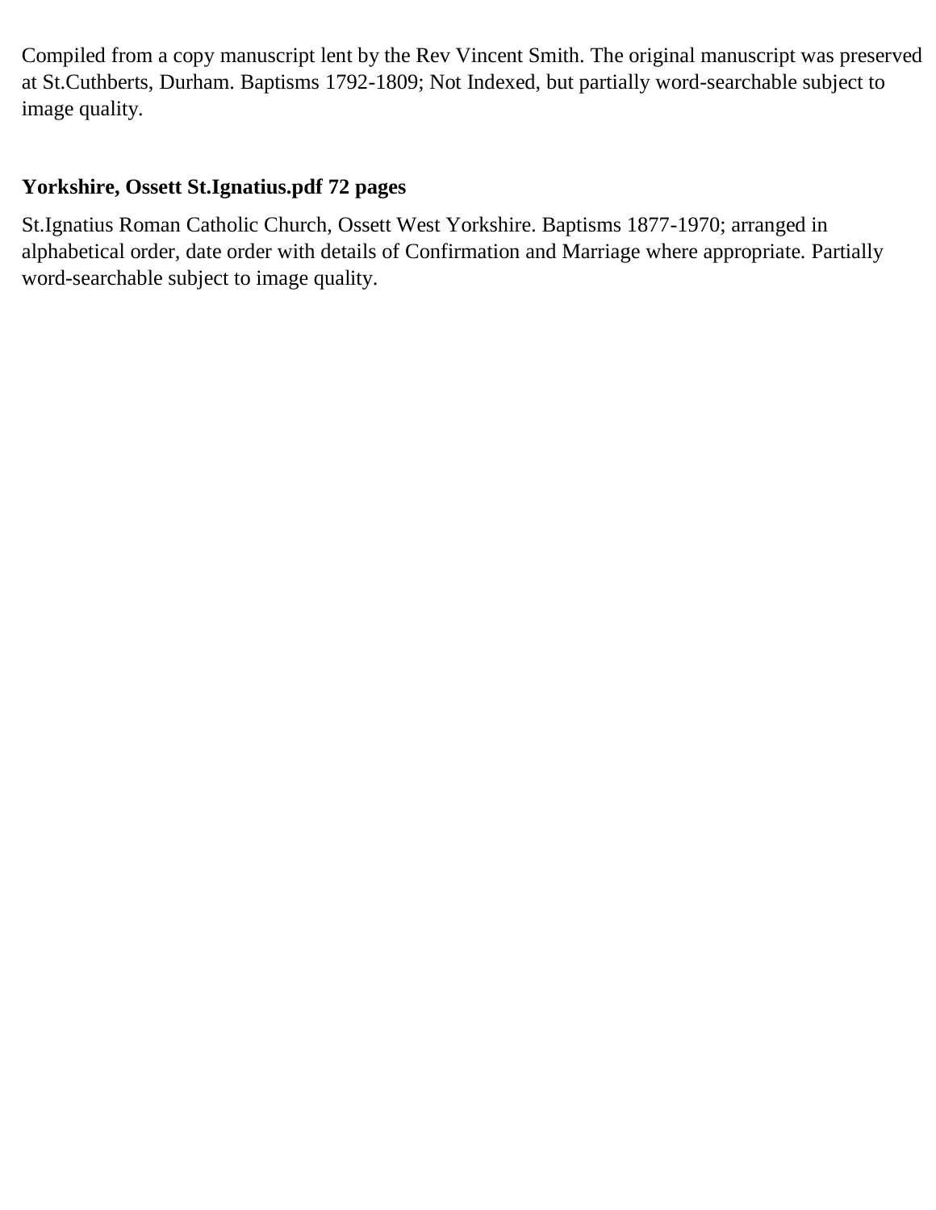Compiled from a copy manuscript lent by the Rev Vincent Smith. The original manuscript was preserved at St.Cuthberts, Durham. Baptisms 1792-1809; Not Indexed, but partially word-searchable subject to image quality.

**Yorkshire, Ossett St.Ignatius.pdf 72 pages**

St.Ignatius Roman Catholic Church, Ossett West Yorkshire. Baptisms 1877-1970; arranged in alphabetical order, date order with details of Confirmation and Marriage where appropriate. Partially word-searchable subject to image quality.